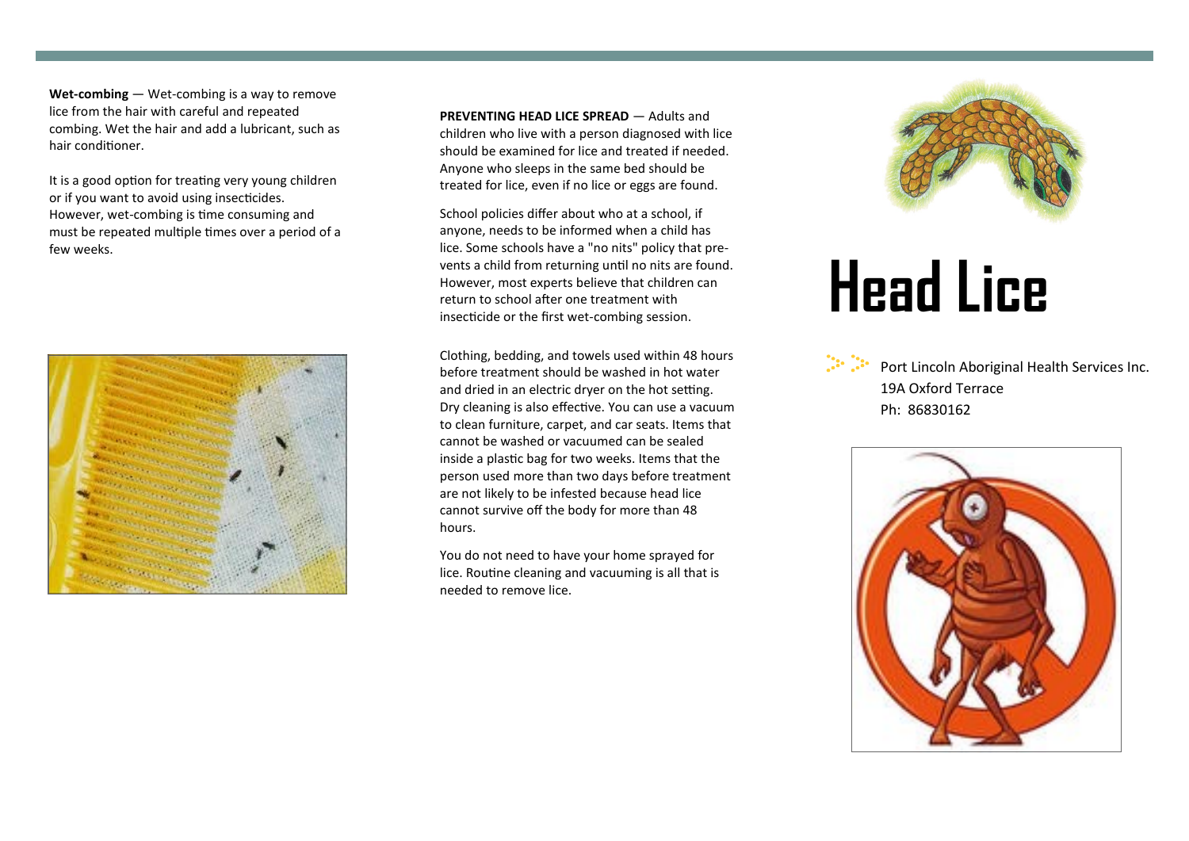**Wet-combing** — Wet-combing is a way to remove lice from the hair with careful and repeated combing. Wet the hair and add a lubricant, such as hair conditioner.

It is a good option for treating very young children or if you want to avoid using insecticides. However, wet-combing is time consuming and must be repeated multiple times over a period of a few weeks.

**PREVENTING HEAD LICE SPREAD** — Adults and children who live with a person diagnosed with lice should be examined for lice and treated if needed. Anyone who sleeps in the same bed should be treated for lice, even if no lice or eggs are found.

School policies differ about who at a school, if anyone, needs to be informed when a child has lice. Some schools have a "no nits" policy that prevents a child from returning until no nits are found. However, most experts believe that children can return to school after one treatment with insecticide or the first wet-combing session.

Clothing, bedding, and towels used within 48 hours before treatment should be washed in hot water and dried in an electric dryer on the hot setting. Dry cleaning is also effective. You can use a vacuum to clean furniture, carpet, and car seats. Items that cannot be washed or vacuumed can be sealed inside a plastic bag for two weeks. Items that the person used more than two days before treatment are not likely to be infested because head lice cannot survive off the body for more than 48 hours.

You do not need to have your home sprayed for lice. Routine cleaning and vacuuming is all that is needed to remove lice.

# Head Lice

Port Lincoln Aboriginal Health Services Inc.
19A Oxford Terrace
Ph: 86830162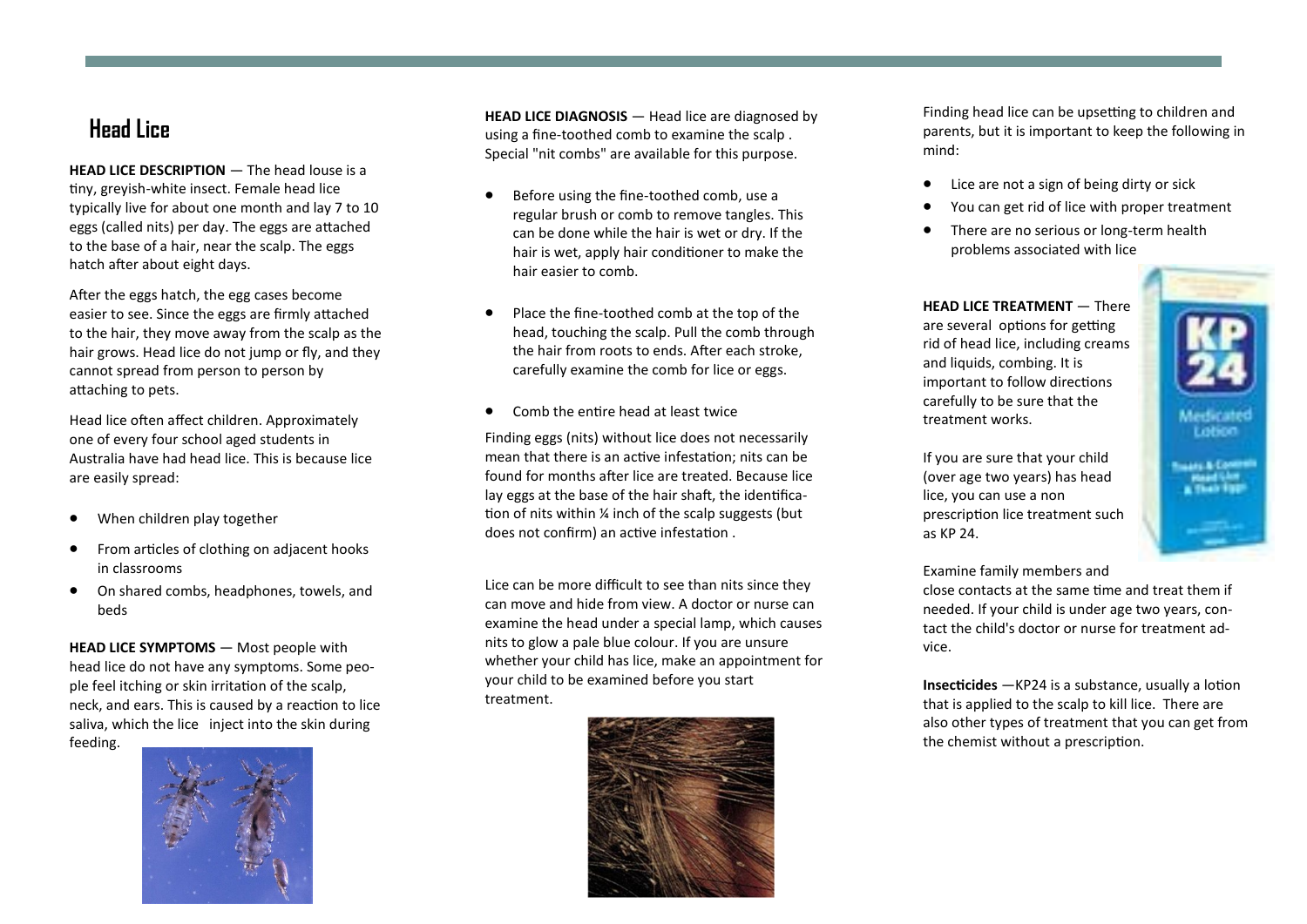# Head Lice

**HEAD LICE DESCRIPTION** — The head louse is a tiny, greyish-white insect. Female head lice typically live for about one month and lay 7 to 10 eggs (called nits) per day. The eggs are attached to the base of a hair, near the scalp. The eggs hatch after about eight days.

After the eggs hatch, the egg cases become easier to see. Since the eggs are firmly attached to the hair, they move away from the scalp as the hair grows. Head lice do not jump or fly, and they cannot spread from person to person by attaching to pets.

Head lice often affect children. Approximately one of every four school aged students in Australia have had head lice. This is because lice are easily spread:

- When children play together
- From articles of clothing on adjacent hooks in classrooms
- On shared combs, headphones, towels, and beds

**HEAD LICE SYMPTOMS** — Most people with head lice do not have any symptoms. Some people feel itching or skin irritation of the scalp, neck, and ears. This is caused by a reaction to lice saliva, which the lice inject into the skin during feeding.

**HEAD LICE DIAGNOSIS** — Head lice are diagnosed by using a fine-toothed comb to examine the scalp . Special "nit combs" are available for this purpose.

- Before using the fine-toothed comb, use a regular brush or comb to remove tangles. This can be done while the hair is wet or dry. If the hair is wet, apply hair conditioner to make the hair easier to comb.
- Place the fine-toothed comb at the top of the head, touching the scalp. Pull the comb through the hair from roots to ends. After each stroke, carefully examine the comb for lice or eggs.
- Comb the entire head at least twice

Finding eggs (nits) without lice does not necessarily mean that there is an active infestation; nits can be found for months after lice are treated. Because lice lay eggs at the base of the hair shaft, the identification of nits within ¼ inch of the scalp suggests (but does not confirm) an active infestation .

Lice can be more difficult to see than nits since they can move and hide from view. A doctor or nurse can examine the head under a special lamp, which causes nits to glow a pale blue colour. If you are unsure whether your child has lice, make an appointment for your child to be examined before you start treatment.

Finding head lice can be upsetting to children and parents, but it is important to keep the following in mind:

- Lice are not a sign of being dirty or sick
- You can get rid of lice with proper treatment
- There are no serious or long-term health problems associated with lice

**HEAD LICE TREATMENT** — There are several options for getting rid of head lice, including creams and liquids, combing. It is important to follow directions carefully to be sure that the treatment works.

If you are sure that your child (over age two years) has head lice, you can use a non prescription lice treatment such as KP 24.

Examine family members and close contacts at the same time and treat them if needed. If your child is under age two years, contact the child's doctor or nurse for treatment advice.

**Insecticides** —KP24 is a substance, usually a lotion that is applied to the scalp to kill lice. There are also other types of treatment that you can get from the chemist without a prescription.